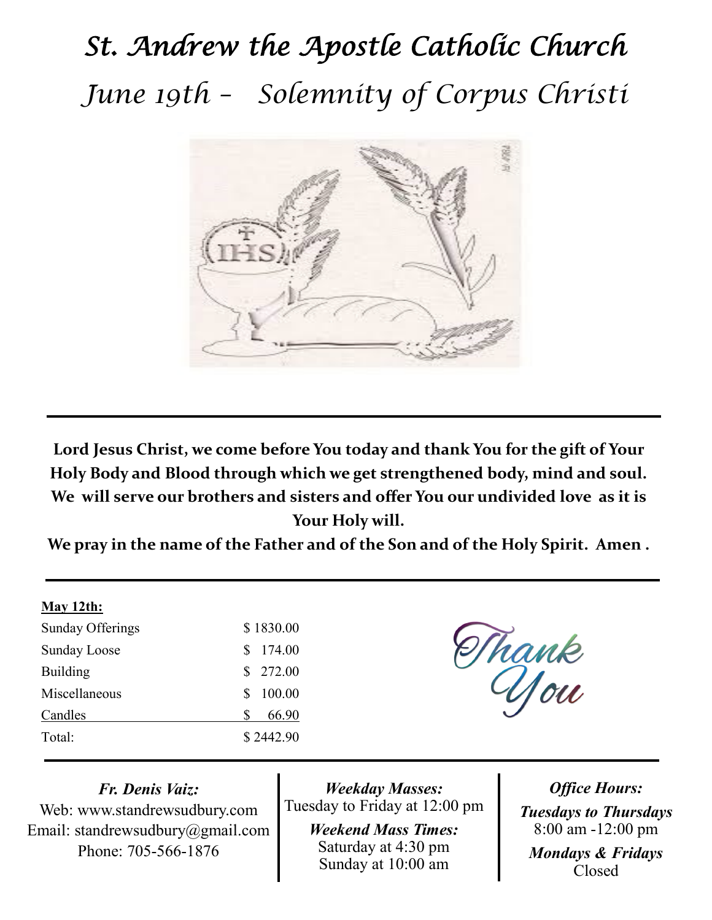# St. Andrew the Apostle Catholic Church

## June 19th – Solemnity of Corpus Christi

**Lord Jesus Christ, we come before You today and thank You for the gift of Your Holy Body and Blood through which we get strengthened body, mind and soul. We will serve our brothers and sisters and offer You our undivided love as it is Your Holy will.**

**We pray in the name of the Father and of the Son and of the Holy Spirit. Amen .**

**May 12th:**

| | |
|---|---|
| Sunday Offerings | $ 1830.00 |
| Sunday Loose | $ 174.00 |
| Building | $ 272.00 |
| Miscellaneous | $ 100.00 |
| Candles | $ 66.90 |
| Total: | $ 2442.90 |

Thank You

***Fr. Denis Vaiz:***
Web: www.standrewsudbury.com
Email: standrewsudbury@gmail.com
Phone: 705-566-1876

***Weekday Masses:***
Tuesday to Friday at 12:00 pm

***Weekend Mass Times:***
Saturday at 4:30 pm
Sunday at 10:00 am

***Office Hours:***

***Tuesdays to Thursdays***
8:00 am -12:00 pm

***Mondays & Fridays***
Closed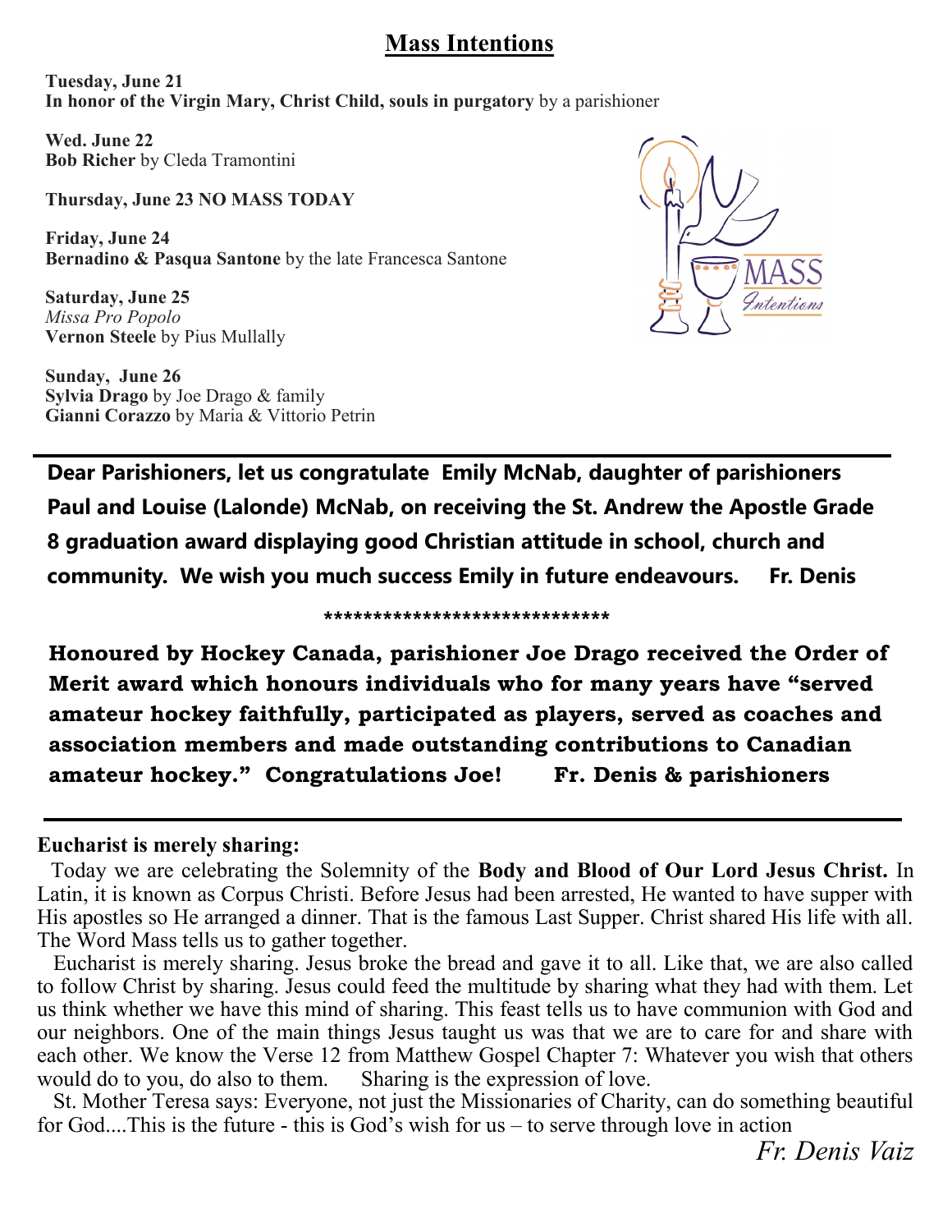## Mass Intentions

**Tuesday, June 21**
**In honor of the Virgin Mary, Christ Child, souls in purgatory** by a parishioner

**Wed. June 22**
**Bob Richer** by Cleda Tramontini

**Thursday, June 23 NO MASS TODAY**

**Friday, June 24**
**Bernadino & Pasqua Santone** by the late Francesca Santone

**Saturday, June 25**
*Missa Pro Popolo*
**Vernon Steele** by Pius Mullally

**Sunday, June 26**
**Sylvia Drago** by Joe Drago & family
**Gianni Corazzo** by Maria & Vittorio Petrin

---

**Dear Parishioners, let us congratulate Emily McNab, daughter of parishioners Paul and Louise (Lalonde) McNab, on receiving the St. Andrew the Apostle Grade 8 graduation award displaying good Christian attitude in school, church and community. We wish you much success Emily in future endeavours. Fr. Denis**

******************************

**Honoured by Hockey Canada, parishioner Joe Drago received the Order of Merit award which honours individuals who for many years have "served amateur hockey faithfully, participated as players, served as coaches and association members and made outstanding contributions to Canadian amateur hockey." Congratulations Joe! Fr. Denis & parishioners**

---

**Eucharist is merely sharing:**

Today we are celebrating the Solemnity of the **Body and Blood of Our Lord Jesus Christ.** In Latin, it is known as Corpus Christi. Before Jesus had been arrested, He wanted to have supper with His apostles so He arranged a dinner. That is the famous Last Supper. Christ shared His life with all. The Word Mass tells us to gather together.

Eucharist is merely sharing. Jesus broke the bread and gave it to all. Like that, we are also called to follow Christ by sharing. Jesus could feed the multitude by sharing what they had with them. Let us think whether we have this mind of sharing. This feast tells us to have communion with God and our neighbors. One of the main things Jesus taught us was that we are to care for and share with each other. We know the Verse 12 from Matthew Gospel Chapter 7: Whatever you wish that others would do to you, do also to them. Sharing is the expression of love.

St. Mother Teresa says: Everyone, not just the Missionaries of Charity, can do something beautiful for God....This is the future - this is God's wish for us – to serve through love in action

*Fr. Denis Vaiz*